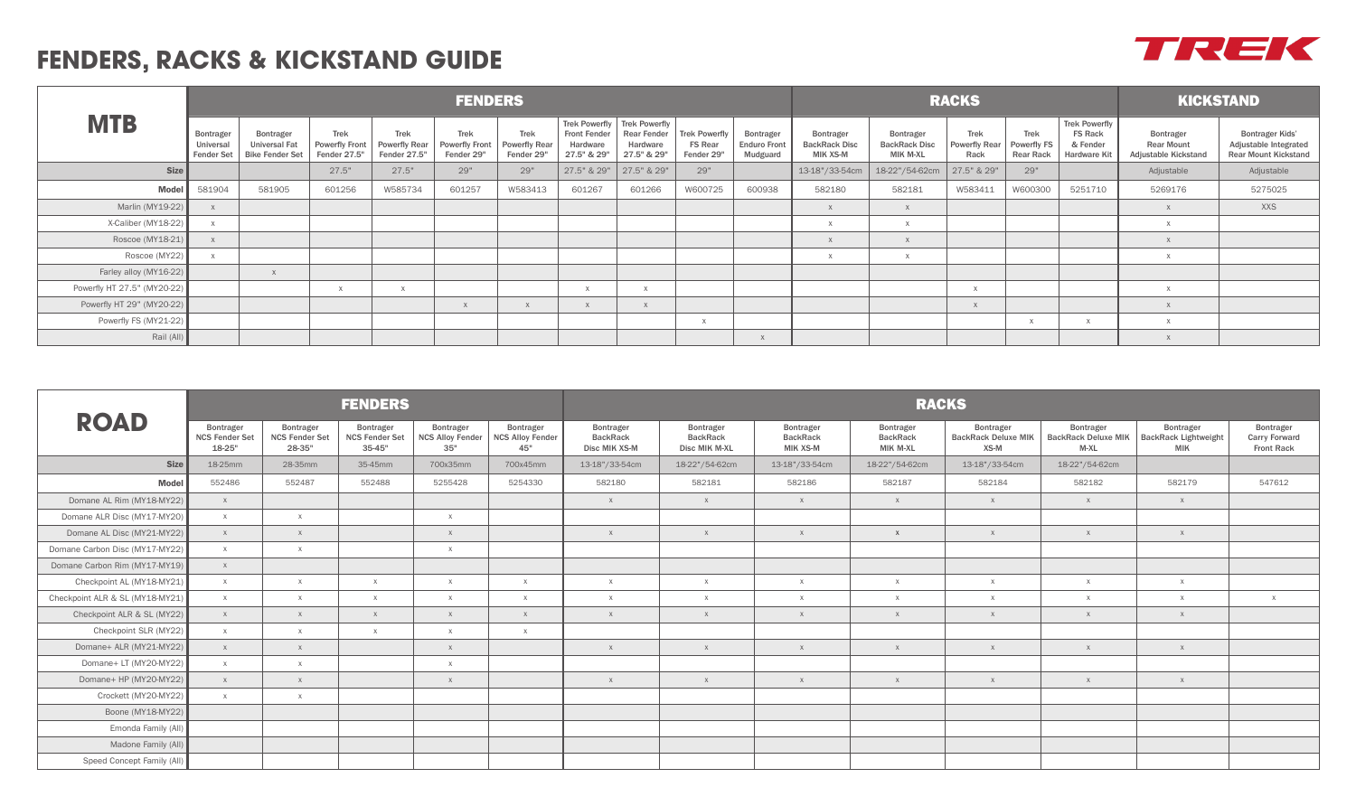# FENDERS, RACKS & KICKSTAND GUIDE

| MTB | FENDERS | | | | | | | | | | RACKS | | | | | KICKSTAND | |
|---|---|---|---|---|---|---|---|---|---|---|---|---|---|---|---|---|---|
| | Bontrager Universal Fender Set | Bontrager Universal Fat Bike Fender Set | Trek Powerfly Front Fender 27.5" | Trek Powerfly Rear Fender 27.5" | Trek Powerfly Front Fender 29" | Trek Powerfly Rear Fender 29" | Trek Powerfly Front Fender Hardware 27.5" & 29" | Trek Powerfly Rear Fender Hardware 27.5" & 29" | Trek Powerfly FS Rear Fender 29" | Bontrager Enduro Front Mudguard | Bontrager BackRack Disc MIK XS-M | Bontrager BackRack Disc MIK M-XL | Trek Powerfly Rear Rack | Trek Powerfly FS Rear Rack | Trek Powerfly FS Rack & Fender Hardware Kit | Bontrager Rear Mount Adjustable Kickstand | Bontrager Kids' Adjustable Integrated Rear Mount Kickstand |
| **Size** | | | 27.5" | 27.5" | 29" | 29" | 27.5" & 29" | 27.5" & 29" | 29" | | 13-18"/33-54cm | 18-22"/54-62cm | 27.5" & 29" | 29" | | Adjustable | Adjustable |
| **Model** | 581904 | 581905 | 601256 | W585734 | 601257 | W583413 | 601267 | 601266 | W600725 | 600938 | 582180 | 582181 | W583411 | W600300 | 5251710 | 5269176 | 5275025 |
| Marlin (MY19-22) | x | | | | | | | | | | x | x | | | | x | XXS |
| X-Caliber (MY18-22) | x | | | | | | | | | | x | x | | | | x | |
| Roscoe (MY18-21) | x | | | | | | | | | | x | x | | | | x | |
| Roscoe (MY22) | x | | | | | | | | | | x | x | | | | x | |
| Farley alloy (MY16-22) | | x | | | | | | | | | | | | | | | |
| Powerfly HT 27.5" (MY20-22) | | | x | x | | | x | x | | | | | x | | | x | |
| Powerfly HT 29" (MY20-22) | | | | | x | x | x | x | | | | | x | | | x | |
| Powerfly FS (MY21-22) | | | | | | | | | x | | | | | x | x | x | |
| Rail (All) | | | | | | | | | | x | | | | | | x | |

| ROAD | FENDERS | | | | | RACKS | | | | | | | |
|---|---|---|---|---|---|---|---|---|---|---|---|---|---|
| | Bontrager NCS Fender Set 18-25" | Bontrager NCS Fender Set 28-35" | Bontrager NCS Fender Set 35-45" | Bontrager NCS Alloy Fender 35" | Bontrager NCS Alloy Fender 45" | Bontrager BackRack Disc MIK XS-M | Bontrager BackRack Disc MIK M-XL | Bontrager BackRack MIK XS-M | Bontrager BackRack MIK M-XL | Bontrager BackRack Deluxe MIK XS-M | Bontrager BackRack Deluxe MIK M-XL | Bontrager BackRack Lightweight MIK | Bontrager Carry Forward Front Rack |
| **Size** | 18-25mm | 28-35mm | 35-45mm | 700x35mm | 700x45mm | 13-18"/33-54cm | 18-22"/54-62cm | 13-18"/33-54cm | 18-22"/54-62cm | 13-18"/33-54cm | 18-22"/54-62cm | | |
| **Model** | 552486 | 552487 | 552488 | 5255428 | 5254330 | 582180 | 582181 | 582186 | 582187 | 582184 | 582182 | 582179 | 547612 |
| Domane AL Rim (MY18-MY22) | x | | | | | x | x | x | x | x | x | x | |
| Domane ALR Disc (MY17-MY20) | x | x | | x | | | | | | | | | |
| Domane AL Disc (MY21-MY22) | x | x | | x | | x | x | x | x | x | x | x | |
| Domane Carbon Disc (MY17-MY22) | x | x | | x | | | | | | | | | |
| Domane Carbon Rim (MY17-MY19) | x | | | | | | | | | | | | |
| Checkpoint AL (MY18-MY21) | x | x | x | x | x | x | x | x | x | x | x | x | |
| Checkpoint ALR & SL (MY18-MY21) | x | x | x | x | x | x | x | x | x | x | x | x | x |
| Checkpoint ALR & SL (MY22) | x | x | x | x | x | x | x | x | x | x | x | x | |
| Checkpoint SLR (MY22) | x | x | x | x | x | | | | | | | | |
| Domane+ ALR (MY21-MY22) | x | x | | x | | x | x | x | x | x | x | x | |
| Domane+ LT (MY20-MY22) | x | x | | x | | | | | | | | | |
| Domane+ HP (MY20-MY22) | x | x | | x | | x | x | x | x | x | x | x | |
| Crockett (MY20-MY22) | x | x | | | | | | | | | | | |
| Boone (MY18-MY22) | | | | | | | | | | | | | |
| Emonda Family (All) | | | | | | | | | | | | | |
| Madone Family (All) | | | | | | | | | | | | | |
| Speed Concept Family (All) | | | | | | | | | | | | | |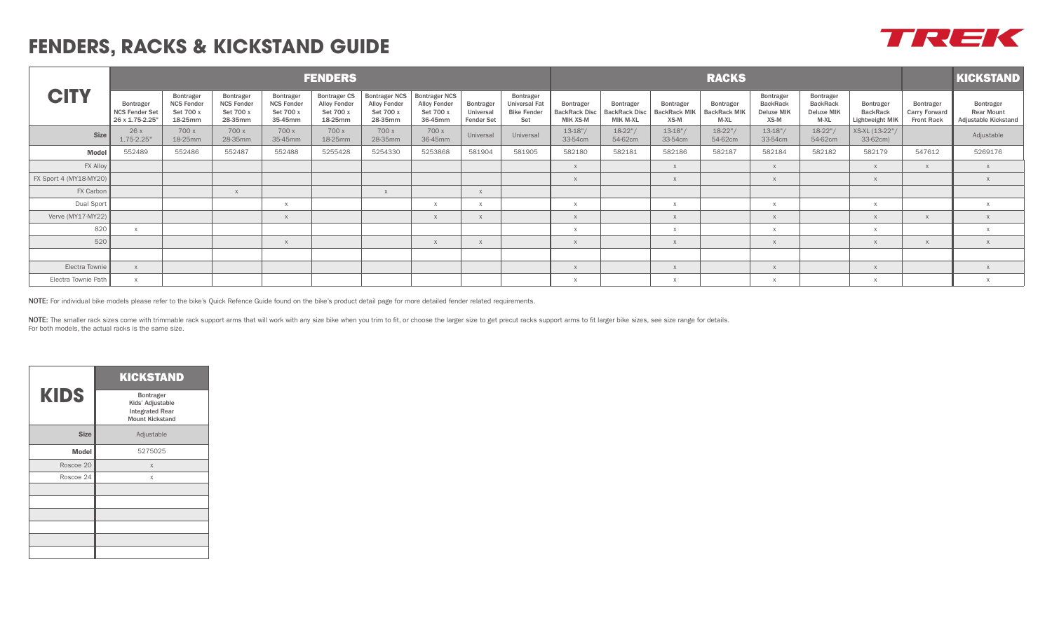# FENDERS, RACKS & KICKSTAND GUIDE

| CITY | FENDERS | | | | | | | | | RACKS | | | | | | | | KICKSTAND |
|---|---|---|---|---|---|---|---|---|---|---|---|---|---|---|---|---|---|---|
| | Bontrager NCS Fender Set 26 x 1.75-2.25" | Bontrager NCS Fender Set 700 x 18-25mm | Bontrager NCS Fender Set 700 x 28-35mm | Bontrager NCS Fender Set 700 x 35-45mm | Bontrager CS Alloy Fender Set 700 x 18-25mm | Bontrager NCS Alloy Fender Set 700 x 28-35mm | Bontrager NCS Alloy Fender Set 700 x 36-45mm | Bontrager Universal Fender Set | Bontrager Universal Fat Bike Fender Set | Bontrager BackRack Disc MIK XS-M | Bontrager BackRack Disc MIK M-XL | Bontrager BackRack MIK XS-M | Bontrager BackRack MIK M-XL | Bontrager BackRack Deluxe MIK XS-M | Bontrager BackRack Deluxe MIK M-XL | Bontrager BackRack Lightweight MIK | Bontrager Carry Forward Front Rack | Bontrager Rear Mount Adjustable Kickstand |
| **Size** | 26 x 1.75-2.25" | 700 x 18-25mm | 700 x 28-35mm | 700 x 35-45mm | 700 x 18-25mm | 700 x 28-35mm | 700 x 36-45mm | Universal | Universal | 13-18"/ 33-54cm | 18-22"/ 54-62cm | 13-18"/ 33-54cm | 18-22"/ 54-62cm | 13-18"/ 33-54cm | 18-22"/ 54-62cm | XS-XL (13-22"/ 33-62cm) | | Adjustable |
| **Model** | 552489 | 552486 | 552487 | 552488 | 5255428 | 5254330 | 5253868 | 581904 | 581905 | 582180 | 582181 | 582186 | 582187 | 582184 | 582182 | 582179 | 547612 | 5269176 |
| FX Alloy | | | | | | | | | | x | | x | | x | | x | x | x |
| FX Sport 4 (MY18-MY20) | | | | | | | | | | x | | x | | x | | x | | x |
| FX Carbon | | | x | | | x | | x | | | | | | | | | | |
| Dual Sport | | | | x | | | x | x | | x | | x | | x | | x | | x |
| Verve (MY17-MY22) | | | | x | | | x | x | | x | | x | | x | | x | x | x |
| 820 | x | | | | | | | | | x | | x | | x | | x | | x |
| 520 | | | | x | | | x | x | | x | | x | | x | | x | x | x |
| | | | | | | | | | | | | | | | | | | |
| Electra Townie | x | | | | | | | | | x | | x | | x | | x | | x |
| Electra Townie Path | x | | | | | | | | | x | | x | | x | | x | | x |

**NOTE:** For individual bike models please refer to the bike's Quick Refence Guide found on the bike's product detail page for more detailed fender related requirements.

**NOTE:** The smaller rack sizes come with trimmable rack support arms that will work with any size bike when you trim to fit, or choose the larger size to get precut racks support arms to fit larger bike sizes, see size range for details.
For both models, the actual racks is the same size.

| KIDS | KICKSTAND |
|---|---|
| | Bontrager Kids' Adjustable Integrated Rear Mount Kickstand |
| **Size** | Adjustable |
| **Model** | 5275025 |
| Roscoe 20 | x |
| Roscoe 24 | x |
| | |
| | |
| | |
| | |
| | |
| | |